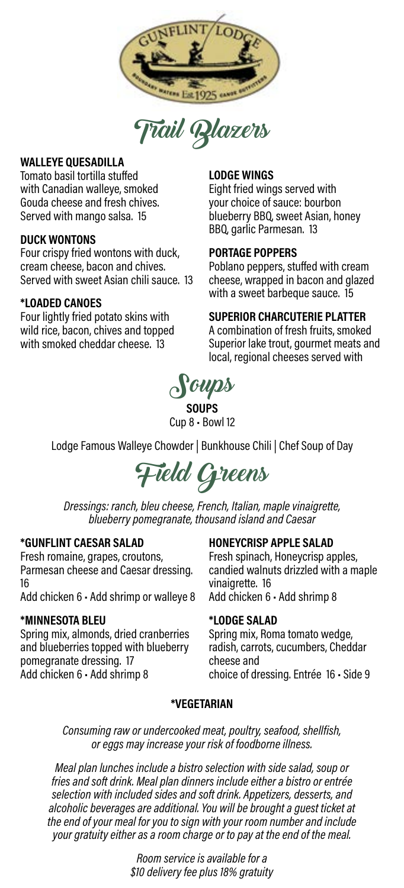# Trail Blazers

**WALLEYE QUESADILLA**
Tomato basil tortilla stuffed with Canadian walleye, smoked Gouda cheese and fresh chives. Served with mango salsa. 15

**DUCK WONTONS**
Four crispy fried wontons with duck, cream cheese, bacon and chives. Served with sweet Asian chili sauce. 13

**\*LOADED CANOES**
Four lightly fried potato skins with wild rice, bacon, chives and topped with smoked cheddar cheese. 13

**LODGE WINGS**
Eight fried wings served with your choice of sauce: bourbon blueberry BBQ, sweet Asian, honey BBQ, garlic Parmesan. 13

**PORTAGE POPPERS**
Poblano peppers, stuffed with cream cheese, wrapped in bacon and glazed with a sweet barbeque sauce. 15

**SUPERIOR CHARCUTERIE PLATTER**
A combination of fresh fruits, smoked Superior lake trout, gourmet meats and local, regional cheeses served with

# Soups

**SOUPS**
Cup 8 • Bowl 12

Lodge Famous Walleye Chowder | Bunkhouse Chili | Chef Soup of Day

# Field Greens

*Dressings: ranch, bleu cheese, French, Italian, maple vinaigrette, blueberry pomegranate, thousand island and Caesar*

**\*GUNFLINT CAESAR SALAD**
Fresh romaine, grapes, croutons, Parmesan cheese and Caesar dressing. 16
Add chicken 6 • Add shrimp or walleye 8

**\*MINNESOTA BLEU**
Spring mix, almonds, dried cranberries and blueberries topped with blueberry pomegranate dressing. 17
Add chicken 6 • Add shrimp 8

**HONEYCRISP APPLE SALAD**
Fresh spinach, Honeycrisp apples, candied walnuts drizzled with a maple vinaigrette. 16
Add chicken 6 • Add shrimp 8

**\*LODGE SALAD**
Spring mix, Roma tomato wedge, radish, carrots, cucumbers, Cheddar cheese and
choice of dressing. Entrée 16 • Side 9

**\*VEGETARIAN**

*Consuming raw or undercooked meat, poultry, seafood, shellfish, or eggs may increase your risk of foodborne illness.*

*Meal plan lunches include a bistro selection with side salad, soup or fries and soft drink. Meal plan dinners include either a bistro or entrée selection with included sides and soft drink. Appetizers, desserts, and alcoholic beverages are additional. You will be brought a guest ticket at the end of your meal for you to sign with your room number and include your gratuity either as a room charge or to pay at the end of the meal.*

*Room service is available for a $10 delivery fee plus 18% gratuity*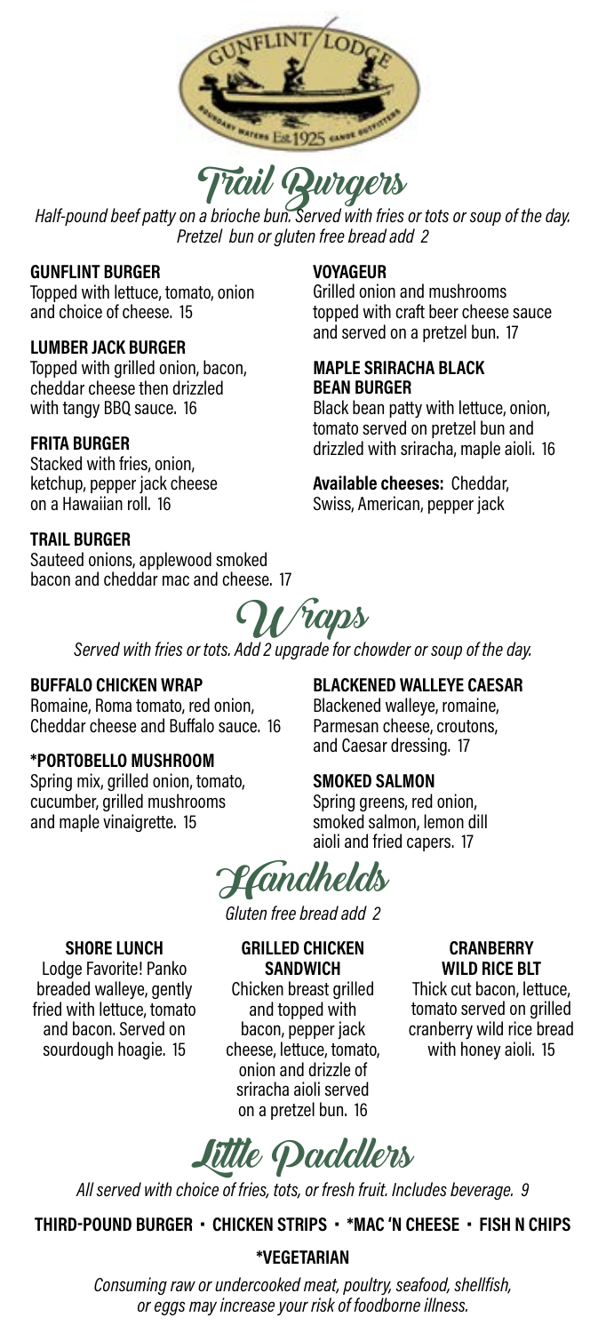# Trail Burgers

*Half-pound beef patty on a brioche bun. Served with fries or tots or soup of the day.*
*Pretzel bun or gluten free bread add 2*

**GUNFLINT BURGER**
Topped with lettuce, tomato, onion and choice of cheese. 15

**LUMBER JACK BURGER**
Topped with grilled onion, bacon, cheddar cheese then drizzled with tangy BBQ sauce. 16

**FRITA BURGER**
Stacked with fries, onion, ketchup, pepper jack cheese on a Hawaiian roll. 16

**TRAIL BURGER**
Sauteed onions, applewood smoked bacon and cheddar mac and cheese. 17

**VOYAGEUR**
Grilled onion and mushrooms topped with craft beer cheese sauce and served on a pretzel bun. 17

**MAPLE SRIRACHA BLACK BEAN BURGER**
Black bean patty with lettuce, onion, tomato served on pretzel bun and drizzled with sriracha, maple aioli. 16

**Available cheeses:** Cheddar, Swiss, American, pepper jack

# Wraps

*Served with fries or tots. Add 2 upgrade for chowder or soup of the day.*

**BUFFALO CHICKEN WRAP**
Romaine, Roma tomato, red onion, Cheddar cheese and Buffalo sauce. 16

***PORTOBELLO MUSHROOM**
Spring mix, grilled onion, tomato, cucumber, grilled mushrooms and maple vinaigrette. 15

**BLACKENED WALLEYE CAESAR**
Blackened walleye, romaine, Parmesan cheese, croutons, and Caesar dressing. 17

**SMOKED SALMON**
Spring greens, red onion, smoked salmon, lemon dill aioli and fried capers. 17

# Handhelds

*Gluten free bread add 2*

**SHORE LUNCH**
Lodge Favorite! Panko breaded walleye, gently fried with lettuce, tomato and bacon. Served on sourdough hoagie. 15

**GRILLED CHICKEN SANDWICH**
Chicken breast grilled and topped with bacon, pepper jack cheese, lettuce, tomato, onion and drizzle of sriracha aioli served on a pretzel bun. 16

**CRANBERRY WILD RICE BLT**
Thick cut bacon, lettuce, tomato served on grilled cranberry wild rice bread with honey aioli. 15

# Little Paddlers

*All served with choice of fries, tots, or fresh fruit. Includes beverage. 9*

**THIRD-POUND BURGER · CHICKEN STRIPS · *MAC 'N CHEESE · FISH N CHIPS**

***VEGETARIAN**

*Consuming raw or undercooked meat, poultry, seafood, shellfish, or eggs may increase your risk of foodborne illness.*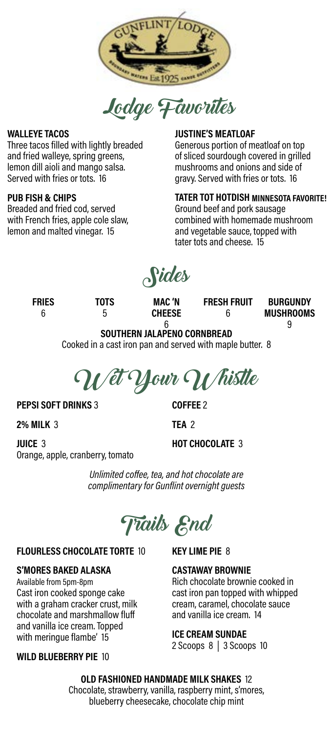# Lodge Favorites

**WALLEYE TACOS**
Three tacos filled with lightly breaded and fried walleye, spring greens, lemon dill aioli and mango salsa. Served with fries or tots. 16

**PUB FISH & CHIPS**
Breaded and fried cod, served with French fries, apple cole slaw, lemon and malted vinegar. 15

**JUSTINE'S MEATLOAF**
Generous portion of meatloaf on top of sliced sourdough covered in grilled mushrooms and onions and side of gravy. Served with fries or tots. 16

**TATER TOT HOTDISH MINNESOTA FAVORITE!**
Ground beef and pork sausage combined with homemade mushroom and vegetable sauce, topped with tater tots and cheese. 15

# Sides

| FRIES | TOTS | MAC 'N CHEESE | FRESH FRUIT | BURGUNDY MUSHROOMS |
|---|---|---|---|---|
| 6 | 5 | 6 | 6 | 9 |

**SOUTHERN JALAPENO CORNBREAD**
Cooked in a cast iron pan and served with maple butter. 8

# Wet Your Whistle

**PEPSI SOFT DRINKS** 3

**2% MILK** 3

**JUICE** 3
Orange, apple, cranberry, tomato

**COFFEE** 2

**TEA** 2

**HOT CHOCOLATE** 3

*Unlimited coffee, tea, and hot chocolate are complimentary for Gunflint overnight guests*

# Trails End

**FLOURLESS CHOCOLATE TORTE** 10

**S'MORES BAKED ALASKA**
Available from 5pm-8pm
Cast iron cooked sponge cake with a graham cracker crust, milk chocolate and marshmallow fluff and vanilla ice cream. Topped with meringue flambe' 15

**WILD BLUEBERRY PIE** 10

**KEY LIME PIE** 8

**CASTAWAY BROWNIE**
Rich chocolate brownie cooked in cast iron pan topped with whipped cream, caramel, chocolate sauce and vanilla ice cream. 14

**ICE CREAM SUNDAE**
2 Scoops 8 | 3 Scoops 10

**OLD FASHIONED HANDMADE MILK SHAKES** 12
Chocolate, strawberry, vanilla, raspberry mint, s'mores, blueberry cheesecake, chocolate chip mint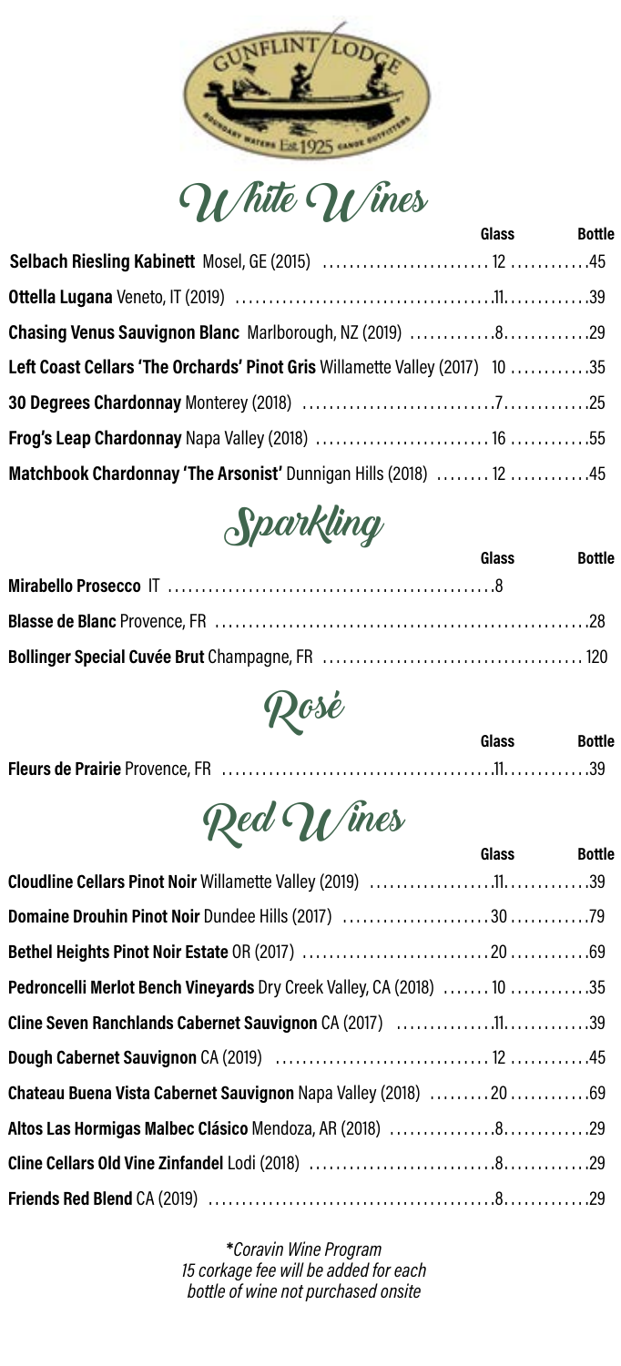# White Wines

| | Glass | Bottle |
|---|---|---|
| **Selbach Riesling Kabinett** Mosel, GE (2015) | 12 | 45 |
| **Ottella Lugana** Veneto, IT (2019) | 11 | 39 |
| **Chasing Venus Sauvignon Blanc** Marlborough, NZ (2019) | 8 | 29 |
| **Left Coast Cellars 'The Orchards' Pinot Gris** Willamette Valley (2017) | 10 | 35 |
| **30 Degrees Chardonnay** Monterey (2018) | 7 | 25 |
| **Frog's Leap Chardonnay** Napa Valley (2018) | 16 | 55 |
| **Matchbook Chardonnay 'The Arsonist'** Dunnigan Hills (2018) | 12 | 45 |

# Sparkling

| | Glass | Bottle |
|---|---|---|
| **Mirabello Prosecco** IT | 8 | |
| **Blasse de Blanc** Provence, FR | | 28 |
| **Bollinger Special Cuvée Brut** Champagne, FR | | 120 |

# Rosé

| | Glass | Bottle |
|---|---|---|
| **Fleurs de Prairie** Provence, FR | 11 | 39 |

# Red Wines

| | Glass | Bottle |
|---|---|---|
| **Cloudline Cellars Pinot Noir** Willamette Valley (2019) | 11 | 39 |
| **Domaine Drouhin Pinot Noir** Dundee Hills (2017) | 30 | 79 |
| **Bethel Heights Pinot Noir Estate** OR (2017) | 20 | 69 |
| **Pedroncelli Merlot Bench Vineyards** Dry Creek Valley, CA (2018) | 10 | 35 |
| **Cline Seven Ranchlands Cabernet Sauvignon** CA (2017) | 11 | 39 |
| **Dough Cabernet Sauvignon** CA (2019) | 12 | 45 |
| **Chateau Buena Vista Cabernet Sauvignon** Napa Valley (2018) | 20 | 69 |
| **Altos Las Hormigas Malbec Clásico** Mendoza, AR (2018) | 8 | 29 |
| **Cline Cellars Old Vine Zinfandel** Lodi (2018) | 8 | 29 |
| **Friends Red Blend** CA (2019) | 8 | 29 |

*\*Coravin Wine Program*
*15 corkage fee will be added for each bottle of wine not purchased onsite*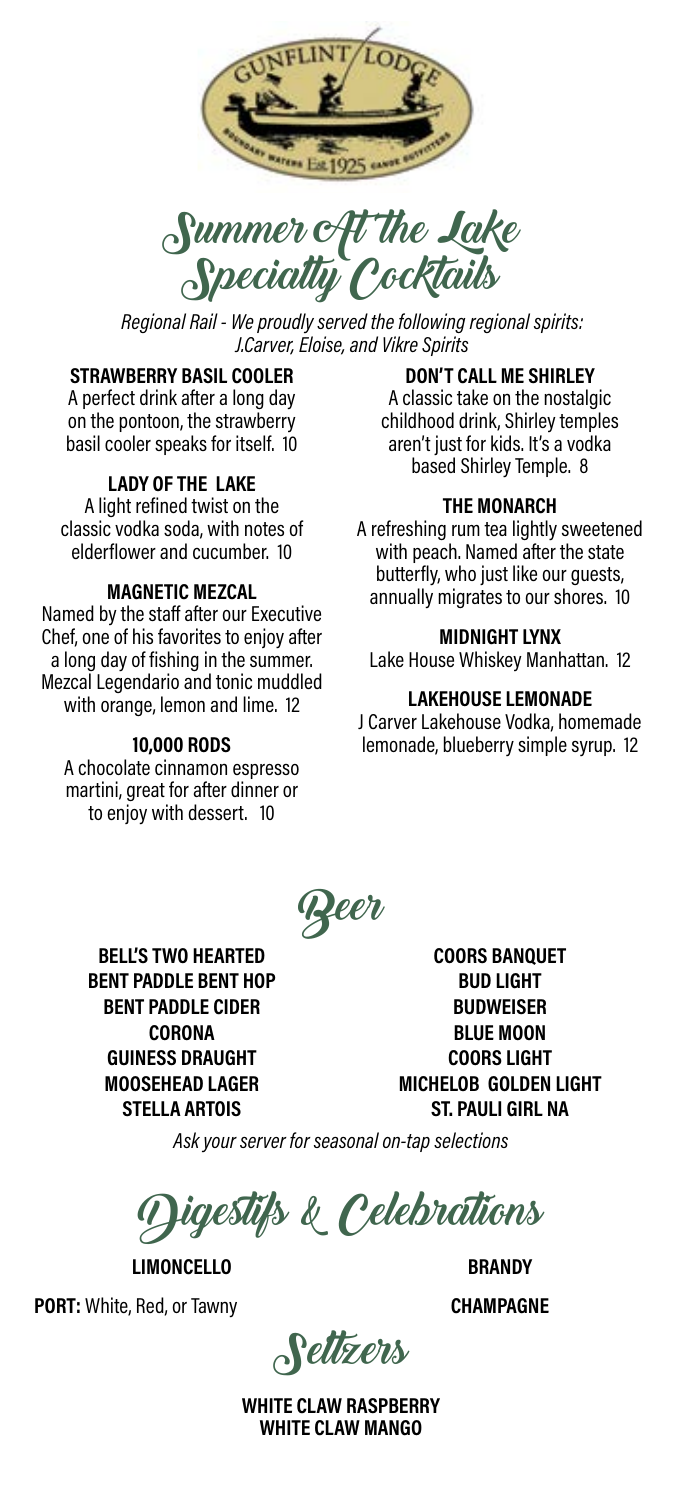# Summer At the Lake Specialty Cocktails

*Regional Rail - We proudly served the following regional spirits: J.Carver, Eloise, and Vikre Spirits*

**STRAWBERRY BASIL COOLER**
A perfect drink after a long day on the pontoon, the strawberry basil cooler speaks for itself. 10

**LADY OF THE LAKE**
A light refined twist on the classic vodka soda, with notes of elderflower and cucumber. 10

**MAGNETIC MEZCAL**
Named by the staff after our Executive Chef, one of his favorites to enjoy after a long day of fishing in the summer. Mezcal Legendario and tonic muddled with orange, lemon and lime. 12

**10,000 RODS**
A chocolate cinnamon espresso martini, great for after dinner or to enjoy with dessert. 10

**DON'T CALL ME SHIRLEY**
A classic take on the nostalgic childhood drink, Shirley temples aren't just for kids. It's a vodka based Shirley Temple. 8

**THE MONARCH**
A refreshing rum tea lightly sweetened with peach. Named after the state butterfly, who just like our guests, annually migrates to our shores. 10

**MIDNIGHT LYNX**
Lake House Whiskey Manhattan. 12

**LAKEHOUSE LEMONADE**
J Carver Lakehouse Vodka, homemade lemonade, blueberry simple syrup. 12

## Beer

**BELL'S TWO HEARTED**
**BENT PADDLE BENT HOP**
**BENT PADDLE CIDER**
**CORONA**
**GUINESS DRAUGHT**
**MOOSEHEAD LAGER**
**STELLA ARTOIS**
**COORS BANQUET**
**BUD LIGHT**
**BUDWEISER**
**BLUE MOON**
**COORS LIGHT**
**MICHELOB GOLDEN LIGHT**
**ST. PAULI GIRL NA**

*Ask your server for seasonal on-tap selections*

## Digestifs & Celebrations

**LIMONCELLO**

**PORT:** White, Red, or Tawny

**BRANDY**

**CHAMPAGNE**

## Seltzers

**WHITE CLAW RASPBERRY**
**WHITE CLAW MANGO**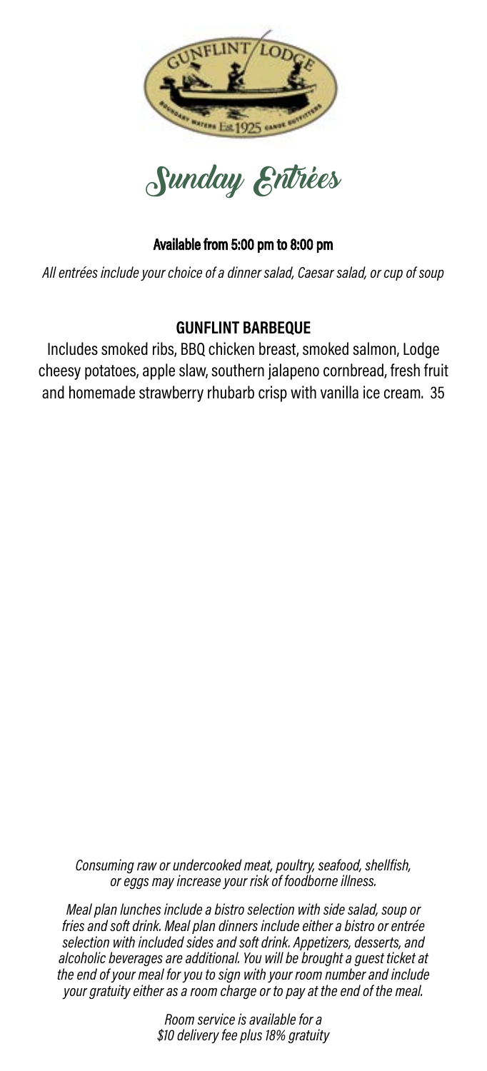# Sunday Entrées

**Available from 5:00 pm to 8:00 pm**

*All entrées include your choice of a dinner salad, Caesar salad, or cup of soup*

## GUNFLINT BARBEQUE

Includes smoked ribs, BBQ chicken breast, smoked salmon, Lodge cheesy potatoes, apple slaw, southern jalapeno cornbread, fresh fruit and homemade strawberry rhubarb crisp with vanilla ice cream. 35

*Consuming raw or undercooked meat, poultry, seafood, shellfish, or eggs may increase your risk of foodborne illness.*

*Meal plan lunches include a bistro selection with side salad, soup or fries and soft drink. Meal plan dinners include either a bistro or entrée selection with included sides and soft drink. Appetizers, desserts, and alcoholic beverages are additional. You will be brought a guest ticket at the end of your meal for you to sign with your room number and include your gratuity either as a room charge or to pay at the end of the meal.*

*Room service is available for a $10 delivery fee plus 18% gratuity*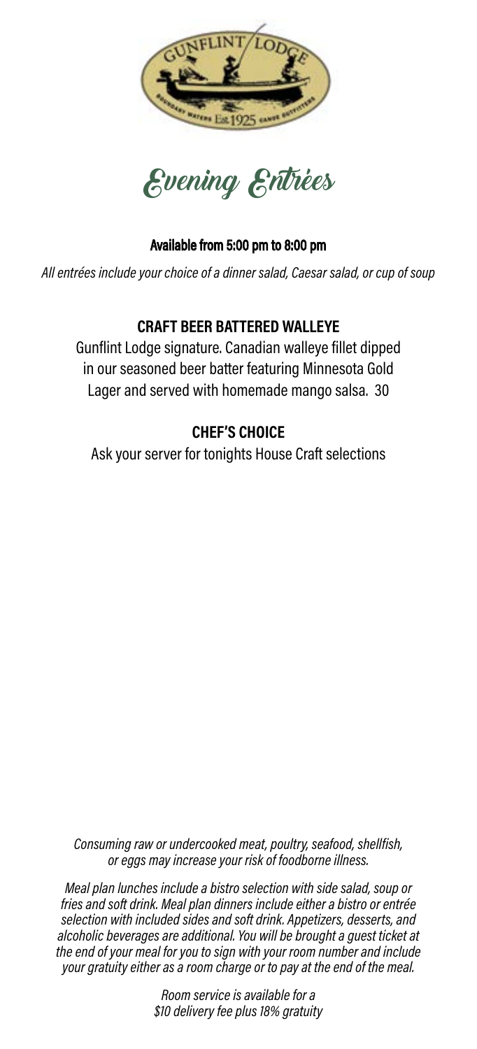# Evening Entrées

**Available from 5:00 pm to 8:00 pm**

*All entrées include your choice of a dinner salad, Caesar salad, or cup of soup*

## CRAFT BEER BATTERED WALLEYE

Gunflint Lodge signature. Canadian walleye fillet dipped in our seasoned beer batter featuring Minnesota Gold Lager and served with homemade mango salsa. 30

## CHEF'S CHOICE

Ask your server for tonights House Craft selections

*Consuming raw or undercooked meat, poultry, seafood, shellfish, or eggs may increase your risk of foodborne illness.*

*Meal plan lunches include a bistro selection with side salad, soup or fries and soft drink. Meal plan dinners include either a bistro or entrée selection with included sides and soft drink. Appetizers, desserts, and alcoholic beverages are additional. You will be brought a guest ticket at the end of your meal for you to sign with your room number and include your gratuity either as a room charge or to pay at the end of the meal.*

*Room service is available for a $10 delivery fee plus 18% gratuity*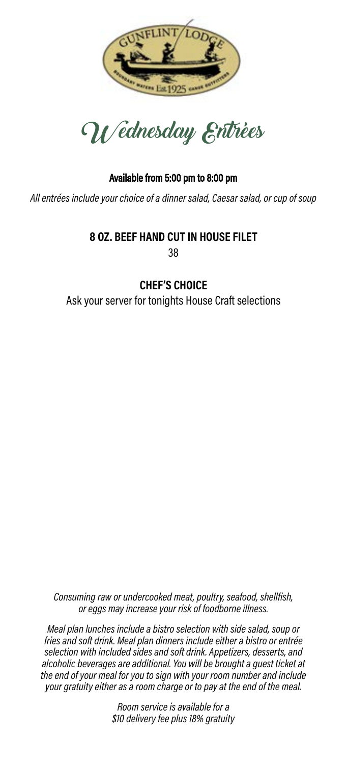# Wednesday Entrées

**Available from 5:00 pm to 8:00 pm**

*All entrées include your choice of a dinner salad, Caesar salad, or cup of soup*

**8 OZ. BEEF HAND CUT IN HOUSE FILET**

38

**CHEF'S CHOICE**

Ask your server for tonights House Craft selections

*Consuming raw or undercooked meat, poultry, seafood, shellfish, or eggs may increase your risk of foodborne illness.*

*Meal plan lunches include a bistro selection with side salad, soup or fries and soft drink. Meal plan dinners include either a bistro or entrée selection with included sides and soft drink. Appetizers, desserts, and alcoholic beverages are additional. You will be brought a guest ticket at the end of your meal for you to sign with your room number and include your gratuity either as a room charge or to pay at the end of the meal.*

*Room service is available for a $10 delivery fee plus 18% gratuity*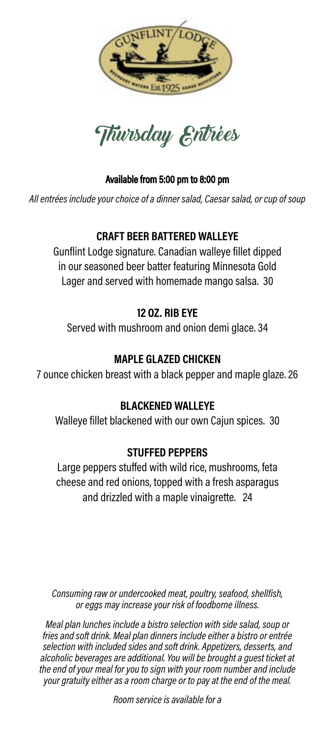# Thursday Entrées

**Available from 5:00 pm to 8:00 pm**

*All entrées include your choice of a dinner salad, Caesar salad, or cup of soup*

### CRAFT BEER BATTERED WALLEYE

Gunflint Lodge signature. Canadian walleye fillet dipped in our seasoned beer batter featuring Minnesota Gold Lager and served with homemade mango salsa. 30

### 12 OZ. RIB EYE

Served with mushroom and onion demi glace. 34

### MAPLE GLAZED CHICKEN

7 ounce chicken breast with a black pepper and maple glaze. 26

### BLACKENED WALLEYE

Walleye fillet blackened with our own Cajun spices. 30

### STUFFED PEPPERS

Large peppers stuffed with wild rice, mushrooms, feta cheese and red onions, topped with a fresh asparagus and drizzled with a maple vinaigrette. 24

*Consuming raw or undercooked meat, poultry, seafood, shellfish, or eggs may increase your risk of foodborne illness.*

*Meal plan lunches include a bistro selection with side salad, soup or fries and soft drink. Meal plan dinners include either a bistro or entrée selection with included sides and soft drink. Appetizers, desserts, and alcoholic beverages are additional. You will be brought a guest ticket at the end of your meal for you to sign with your room number and include your gratuity either as a room charge or to pay at the end of the meal.*

*Room service is available for a*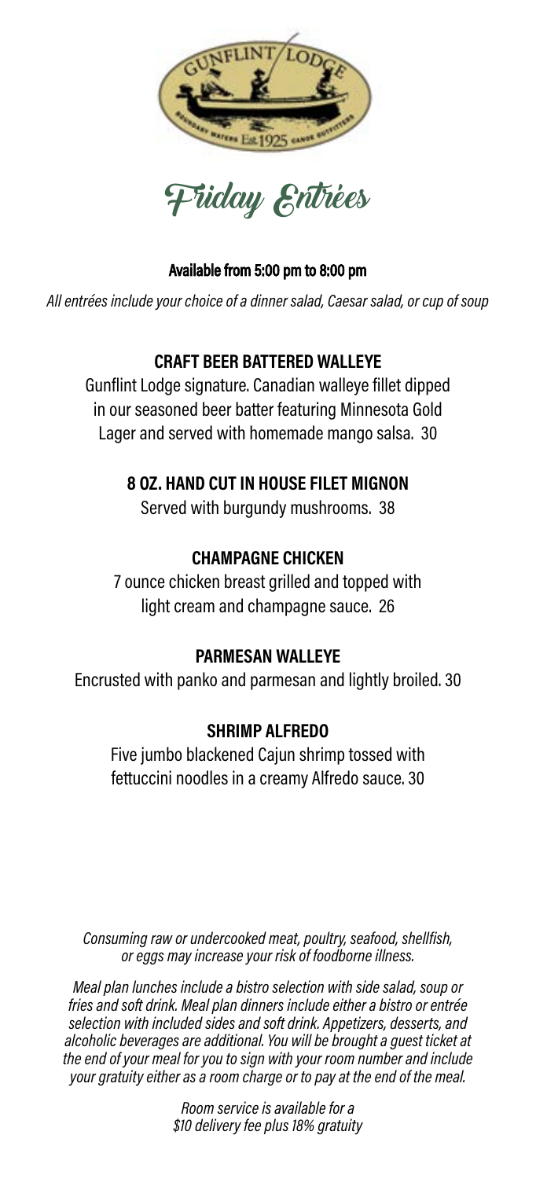# Friday Entrées

**Available from 5:00 pm to 8:00 pm**

*All entrées include your choice of a dinner salad, Caesar salad, or cup of soup*

### CRAFT BEER BATTERED WALLEYE

Gunflint Lodge signature. Canadian walleye fillet dipped in our seasoned beer batter featuring Minnesota Gold Lager and served with homemade mango salsa. 30

### 8 OZ. HAND CUT IN HOUSE FILET MIGNON

Served with burgundy mushrooms. 38

### CHAMPAGNE CHICKEN

7 ounce chicken breast grilled and topped with light cream and champagne sauce. 26

### PARMESAN WALLEYE

Encrusted with panko and parmesan and lightly broiled. 30

### SHRIMP ALFREDO

Five jumbo blackened Cajun shrimp tossed with fettuccini noodles in a creamy Alfredo sauce. 30

*Consuming raw or undercooked meat, poultry, seafood, shellfish, or eggs may increase your risk of foodborne illness.*

*Meal plan lunches include a bistro selection with side salad, soup or fries and soft drink. Meal plan dinners include either a bistro or entrée selection with included sides and soft drink. Appetizers, desserts, and alcoholic beverages are additional. You will be brought a guest ticket at the end of your meal for you to sign with your room number and include your gratuity either as a room charge or to pay at the end of the meal.*

*Room service is available for a $10 delivery fee plus 18% gratuity*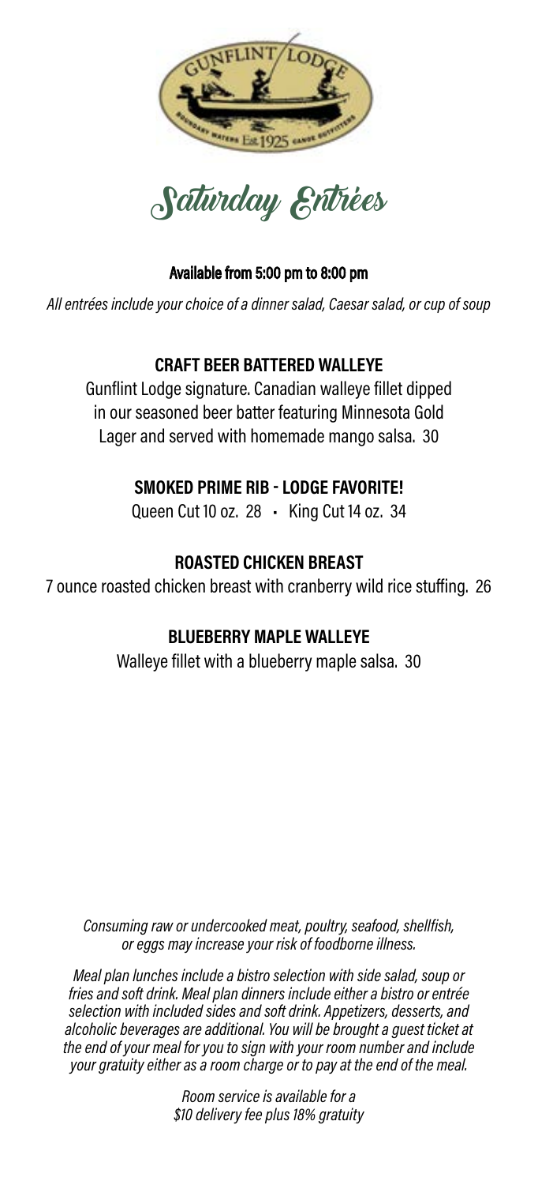# Saturday Entrées

**Available from 5:00 pm to 8:00 pm**

*All entrées include your choice of a dinner salad, Caesar salad, or cup of soup*

**CRAFT BEER BATTERED WALLEYE**

Gunflint Lodge signature. Canadian walleye fillet dipped in our seasoned beer batter featuring Minnesota Gold Lager and served with homemade mango salsa. 30

**SMOKED PRIME RIB - LODGE FAVORITE!**

Queen Cut 10 oz. 28 • King Cut 14 oz. 34

**ROASTED CHICKEN BREAST**

7 ounce roasted chicken breast with cranberry wild rice stuffing. 26

**BLUEBERRY MAPLE WALLEYE**

Walleye fillet with a blueberry maple salsa. 30

*Consuming raw or undercooked meat, poultry, seafood, shellfish, or eggs may increase your risk of foodborne illness.*

*Meal plan lunches include a bistro selection with side salad, soup or fries and soft drink. Meal plan dinners include either a bistro or entrée selection with included sides and soft drink. Appetizers, desserts, and alcoholic beverages are additional. You will be brought a guest ticket at the end of your meal for you to sign with your room number and include your gratuity either as a room charge or to pay at the end of the meal.*

*Room service is available for a $10 delivery fee plus 18% gratuity*